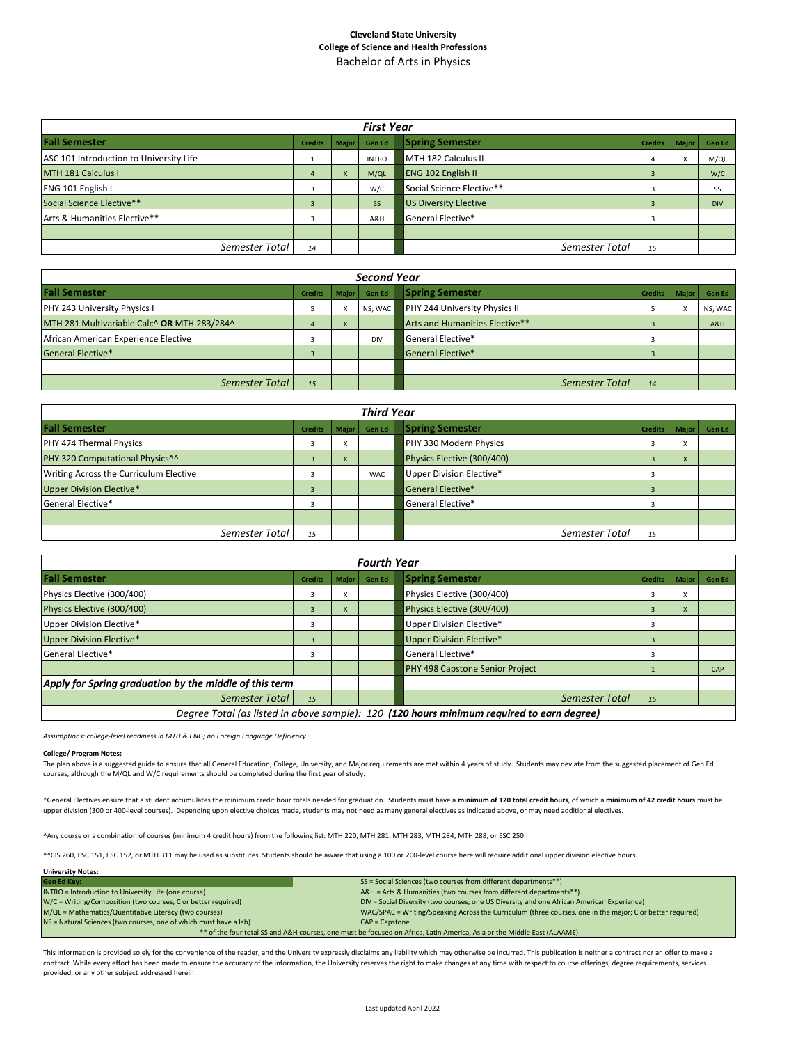**Cleveland State University**
**College of Science and Health Professions**
Bachelor of Arts in Physics

| *First Year* | | | | | | | |
|---|---|---|---|---|---|---|---|
| **Fall Semester** | **Credits** | **Major** | **Gen Ed** | **Spring Semester** | **Credits** | **Major** | **Gen Ed** |
| ASC 101 Introduction to University Life | 1 | | INTRO | MTH 182 Calculus II | 4 | X | M/QL |
| MTH 181 Calculus I | 4 | X | M/QL | ENG 102 English II | 3 | | W/C |
| ENG 101 English I | 3 | | W/C | Social Science Elective** | 3 | | SS |
| Social Science Elective** | 3 | | SS | US Diversity Elective | 3 | | DIV |
| Arts & Humanities Elective** | 3 | | A&H | General Elective* | 3 | | |
| | | | | | | | |
| *Semester Total* | *14* | | | *Semester Total* | *16* | | |

| *Second Year* | | | | | | | |
|---|---|---|---|---|---|---|---|
| **Fall Semester** | **Credits** | **Major** | **Gen Ed** | **Spring Semester** | **Credits** | **Major** | **Gen Ed** |
| PHY 243 University Physics I | 5 | X | NS; WAC | PHY 244 University Physics II | 5 | X | NS; WAC |
| MTH 281 Multivariable Calc^ **OR** MTH 283/284^ | 4 | X | | Arts and Humanities Elective** | 3 | | A&H |
| African American Experience Elective | 3 | | DIV | General Elective* | 3 | | |
| General Elective* | 3 | | | General Elective* | 3 | | |
| | | | | | | | |
| *Semester Total* | *15* | | | *Semester Total* | *14* | | |

| *Third Year* | | | | | | | |
|---|---|---|---|---|---|---|---|
| **Fall Semester** | **Credits** | **Major** | **Gen Ed** | **Spring Semester** | **Credits** | **Major** | **Gen Ed** |
| PHY 474 Thermal Physics | 3 | X | | PHY 330 Modern Physics | 3 | X | |
| PHY 320 Computational Physics^^ | 3 | X | | Physics Elective (300/400) | 3 | X | |
| Writing Across the Curriculum Elective | 3 | | WAC | Upper Division Elective* | 3 | | |
| Upper Division Elective* | 3 | | | General Elective* | 3 | | |
| General Elective* | 3 | | | General Elective* | 3 | | |
| | | | | | | | |
| *Semester Total* | *15* | | | *Semester Total* | *15* | | |

| *Fourth Year* | | | | | | | |
|---|---|---|---|---|---|---|---|
| **Fall Semester** | **Credits** | **Major** | **Gen Ed** | **Spring Semester** | **Credits** | **Major** | **Gen Ed** |
| Physics Elective (300/400) | 3 | X | | Physics Elective (300/400) | 3 | X | |
| Physics Elective (300/400) | 3 | X | | Physics Elective (300/400) | 3 | X | |
| Upper Division Elective* | 3 | | | Upper Division Elective* | 3 | | |
| Upper Division Elective* | 3 | | | Upper Division Elective* | 3 | | |
| General Elective* | 3 | | | General Elective* | 3 | | |
| | | | | PHY 498 Capstone Senior Project | 1 | | CAP |
| ***Apply for Spring graduation by the middle of this term*** | | | | | | | |
| *Semester Total* | *15* | | | *Semester Total* | *16* | | |
| *Degree Total (as listed in above sample): 120* ***(120 hours minimum required to earn degree)*** | | | | | | | |

*Assumptions: college-level readiness in MTH & ENG; no Foreign Language Deficiency*

**College/ Program Notes:**

The plan above is a suggested guide to ensure that all General Education, College, University, and Major requirements are met within 4 years of study. Students may deviate from the suggested placement of Gen Ed courses, although the M/QL and W/C requirements should be completed during the first year of study.

*General Electives ensure that a student accumulates the minimum credit hour totals needed for graduation. Students must have a **minimum of 120 total credit hours**, of which a **minimum of 42 credit hours** must be upper division (300 or 400-level courses). Depending upon elective choices made, students may not need as many general electives as indicated above, or may need additional electives.

^Any course or a combination of courses (minimum 4 credit hours) from the following list: MTH 220, MTH 281, MTH 283, MTH 284, MTH 288, or ESC 250

^^CIS 260, ESC 151, ESC 152, or MTH 311 may be used as substitutes. Students should be aware that using a 100 or 200-level course here will require additional upper division elective hours.

**University Notes:**

| Gen Ed Key: | SS = Social Sciences (two courses from different departments**) |
|---|---|
| INTRO = Introduction to University Life (one course) | A&H = Arts & Humanities (two courses from different departments**) |
| W/C = Writing/Composition (two courses; C or better required) | DIV = Social Diversity (two courses; one US Diversity and one African American Experience) |
| M/QL = Mathematics/Quantitative Literacy (two courses) | WAC/SPAC = Writing/Speaking Across the Curriculum (three courses, one in the major; C or better required) |
| NS = Natural Sciences (two courses, one of which must have a lab) | CAP = Capstone |
| ** of the four total SS and A&H courses, one must be focused on Africa, Latin America, Asia or the Middle East (ALAAME) | |

This information is provided solely for the convenience of the reader, and the University expressly disclaims any liability which may otherwise be incurred. This publication is neither a contract nor an offer to make a contract. While every effort has been made to ensure the accuracy of the information, the University reserves the right to make changes at any time with respect to course offerings, degree requirements, services provided, or any other subject addressed herein.

Last updated April 2022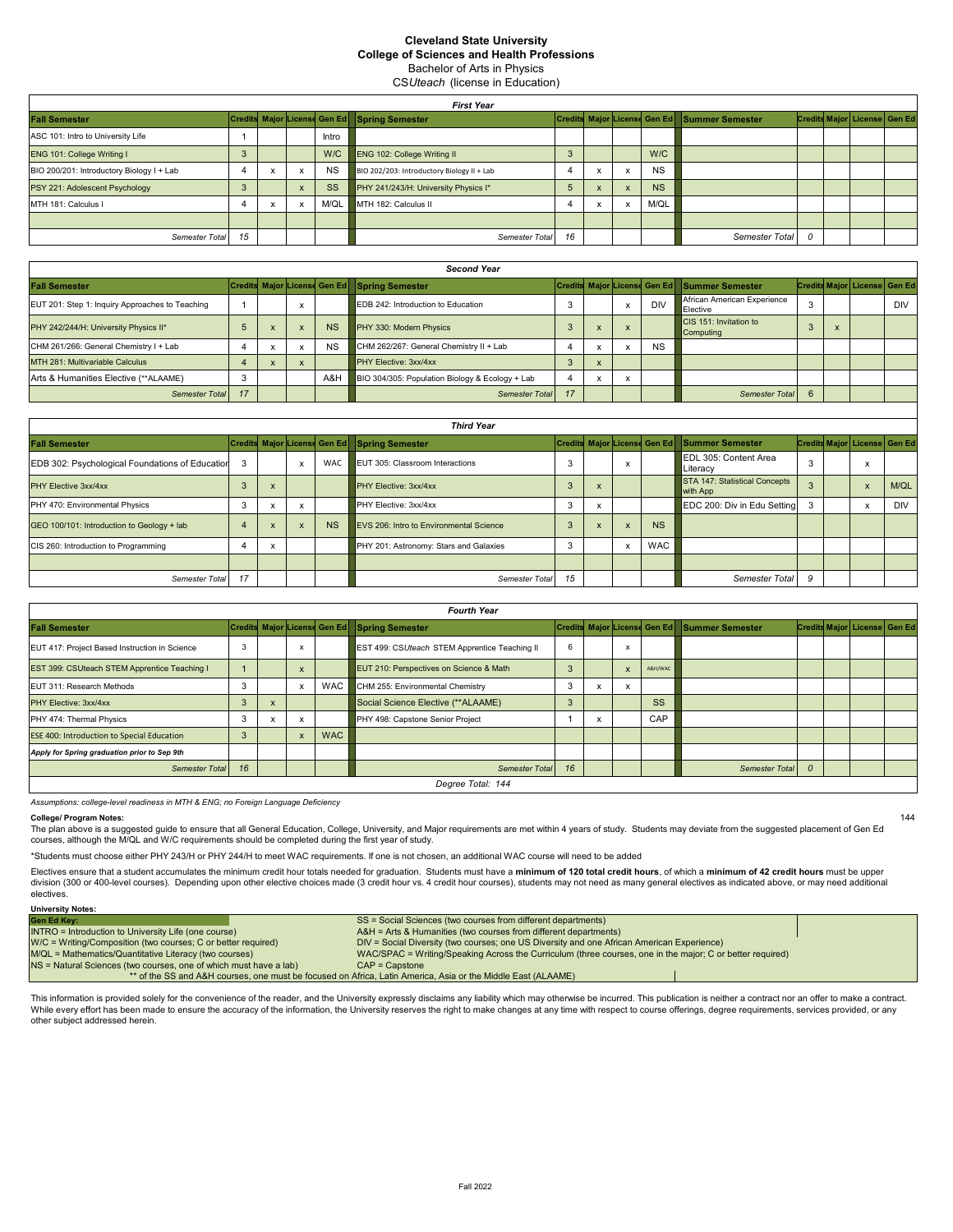**Cleveland State University**
**College of Sciences and Health Professions**
Bachelor of Arts in Physics
CS*Uteach* (license in Education)

| *First Year* | | | | | | | | | | | | | | |
|---|---|---|---|---|---|---|---|---|---|---|---|---|---|---|
| **Fall Semester** | **Credits** | **Major** | **License** | **Gen Ed** | **Spring Semester** | **Credits** | **Major** | **License** | **Gen Ed** | **Summer Semester** | **Credits** | **Major** | **License** | **Gen Ed** |
| ASC 101: Intro to University Life | 1 | | | Intro | | | | | | | | | | |
| ENG 101: College Writing I | 3 | | | W/C | ENG 102: College Writing II | 3 | | | W/C | | | | | |
| BIO 200/201: Introductory Biology I + Lab | 4 | x | x | NS | BIO 202/203: Introductory Biology II + Lab | 4 | x | x | NS | | | | | |
| PSY 221: Adolescent Psychology | 3 | | x | SS | PHY 241/243/H: University Physics I* | 5 | x | x | NS | | | | | |
| MTH 181: Calculus I | 4 | x | x | M/QL | MTH 182: Calculus II | 4 | x | x | M/QL | | | | | |
| | | | | | | | | | | | | | | |
| *Semester Total* | *15* | | | | *Semester Total* | *16* | | | | *Semester Total* | *0* | | | |

| *Second Year* | | | | | | | | | | | | | | |
|---|---|---|---|---|---|---|---|---|---|---|---|---|---|---|
| **Fall Semester** | **Credits** | **Major** | **License** | **Gen Ed** | **Spring Semester** | **Credits** | **Major** | **License** | **Gen Ed** | **Summer Semester** | **Credits** | **Major** | **License** | **Gen Ed** |
| EUT 201: Step 1: Inquiry Approaches to Teaching | 1 | | x | | EDB 242: Introduction to Education | 3 | | x | DIV | African American Experience Elective | 3 | | | DIV |
| PHY 242/244/H: University Physics II* | 5 | x | x | NS | PHY 330: Modern Physics | 3 | x | x | | CIS 151: Invitation to Computing | 3 | x | | |
| CHM 261/266: General Chemistry I + Lab | 4 | x | x | NS | CHM 262/267: General Chemistry II + Lab | 4 | x | x | NS | | | | | |
| MTH 281: Multivariable Calculus | 4 | x | x | | PHY Elective: 3xx/4xx | 3 | x | | | | | | | |
| Arts & Humanities Elective (**ALAAME) | 3 | | | A&H | BIO 304/305: Population Biology & Ecology + Lab | 4 | x | x | | | | | | |
| *Semester Total* | *17* | | | | *Semester Total* | *17* | | | | *Semester Total* | *6* | | | |

| *Third Year* | | | | | | | | | | | | | | |
|---|---|---|---|---|---|---|---|---|---|---|---|---|---|---|
| **Fall Semester** | **Credits** | **Major** | **License** | **Gen Ed** | **Spring Semester** | **Credits** | **Major** | **License** | **Gen Ed** | **Summer Semester** | **Credits** | **Major** | **License** | **Gen Ed** |
| EDB 302: Psychological Foundations of Education | 3 | | x | WAC | EUT 305: Classroom Interactions | 3 | | x | | EDL 305: Content Area Literacy | 3 | | x | |
| PHY Elective 3xx/4xx | 3 | x | | | PHY Elective: 3xx/4xx | 3 | x | | | STA 147: Statistical Concepts with App | 3 | | x | M/QL |
| PHY 470: Environmental Physics | 3 | x | x | | PHY Elective: 3xx/4xx | 3 | x | | | EDC 200: Div in Edu Setting | 3 | | x | DIV |
| GEO 100/101: Introduction to Geology + lab | 4 | x | x | NS | EVS 206: Intro to Environmental Science | 3 | x | x | NS | | | | | |
| CIS 260: Introduction to Programming | 4 | x | | | PHY 201: Astronomy: Stars and Galaxies | 3 | | x | WAC | | | | | |
| | | | | | | | | | | | | | | |
| *Semester Total* | *17* | | | | *Semester Total* | *15* | | | | *Semester Total* | *9* | | | |

| *Fourth Year* | | | | | | | | | | | | | | |
|---|---|---|---|---|---|---|---|---|---|---|---|---|---|---|
| **Fall Semester** | **Credits** | **Major** | **License** | **Gen Ed** | **Spring Semester** | **Credits** | **Major** | **License** | **Gen Ed** | **Summer Semester** | **Credits** | **Major** | **License** | **Gen Ed** |
| EUT 417: Project Based Instruction in Science | 3 | | x | | EST 499: CS*Uteach* STEM Apprentice Teaching II | 6 | | x | | | | | | |
| EST 399: CSUteach STEM Apprentice Teaching I | 1 | | x | | EUT 210: Perspectives on Science & Math | 3 | | x | A&H/WAC | | | | | |
| EUT 311: Research Methods | 3 | | x | WAC | CHM 255: Environmental Chemistry | 3 | x | x | | | | | | |
| PHY Elective: 3xx/4xx | 3 | x | | | Social Science Elective (**ALAAME) | 3 | | | SS | | | | | |
| PHY 474: Thermal Physics | 3 | x | x | | PHY 498: Capstone Senior Project | 1 | x | | CAP | | | | | |
| ESE 400: Introduction to Special Education | 3 | | x | WAC | | | | | | | | | | |
| ***Apply for Spring graduation prior to Sep 9th*** | | | | | | | | | | | | | | |
| *Semester Total* | *16* | | | | *Semester Total* | *16* | | | | *Semester Total* | *0* | | | |
| *Degree Total: 144* | | | | | | | | | | | | | | |

*Assumptions: college-level readiness in MTH & ENG; no Foreign Language Deficiency*

**College/ Program Notes:**

The plan above is a suggested guide to ensure that all General Education, College, University, and Major requirements are met within 4 years of study. Students may deviate from the suggested placement of Gen Ed courses, although the M/QL and W/C requirements should be completed during the first year of study.

*Students must choose either PHY 243/H or PHY 244/H to meet WAC requirements. If one is not chosen, an additional WAC course will need to be added

Electives ensure that a student accumulates the minimum credit hour totals needed for graduation. Students must have a **minimum of 120 total credit hours**, of which a **minimum of 42 credit hours** must be upper division (300 or 400-level courses). Depending upon other elective choices made (3 credit hour vs. 4 credit hour courses), students may not need as many general electives as indicated above, or may need additional electives.

**University Notes:**

| **Gen Ed Key:** | |
|---|---|
| INTRO = Introduction to University Life (one course) | SS = Social Sciences (two courses from different departments) |
| W/C = Writing/Composition (two courses; C or better required) | A&H = Arts & Humanities (two courses from different departments) |
| M/QL = Mathematics/Quantitative Literacy (two courses) | DIV = Social Diversity (two courses; one US Diversity and one African American Experience) |
| NS = Natural Sciences (two courses, one of which must have a lab) | WAC/SPAC = Writing/Speaking Across the Curriculum (three courses, one in the major; C or better required) |
| | CAP = Capstone |

** of the SS and A&H courses, one must be focused on Africa, Latin America, Asia or the Middle East (ALAAME)

This information is provided solely for the convenience of the reader, and the University expressly disclaims any liability which may otherwise be incurred. This publication is neither a contract nor an offer to make a contract. While every effort has been made to ensure the accuracy of the information, the University reserves the right to make changes at any time with respect to course offerings, degree requirements, services provided, or any other subject addressed herein.

Fall 2022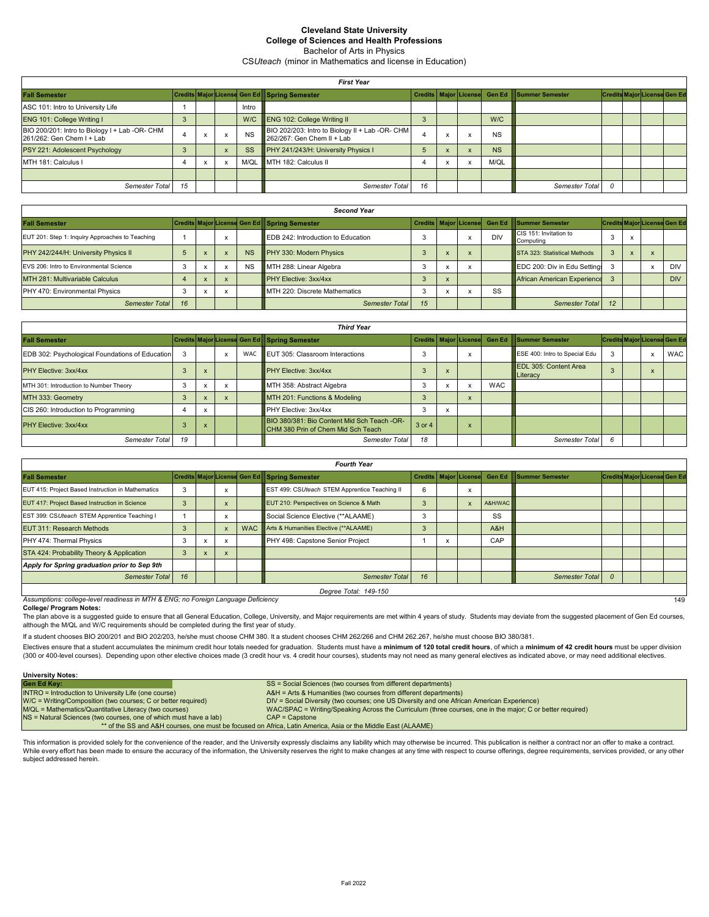**Cleveland State University**
**College of Sciences and Health Professions**
Bachelor of Arts in Physics
CS*Uteach* (minor in Mathematics and license in Education)

| *First Year* | | | | | | | | | | | | | | |
|---|---|---|---|---|---|---|---|---|---|---|---|---|---|---|
| **Fall Semester** | **Credits** | **Major** | **License** | **Gen Ed** | **Spring Semester** | **Credits** | **Major** | **License** | **Gen Ed** | **Summer Semester** | **Credits** | **Major** | **License** | **Gen Ed** |
| ASC 101: Intro to University Life | 1 | | | Intro | | | | | | | | | | |
| ENG 101: College Writing I | 3 | | | W/C | ENG 102: College Writing II | 3 | | | W/C | | | | | |
| BIO 200/201: Intro to Biology I + Lab -OR- CHM 261/262: Gen Chem I + Lab | 4 | x | x | NS | BIO 202/203: Intro to Biology II + Lab -OR- CHM 262/267: Gen Chem II + Lab | 4 | x | x | NS | | | | | |
| PSY 221: Adolescent Psychology | 3 | | x | SS | PHY 241/243/H: University Physics I | 5 | x | x | NS | | | | | |
| MTH 181: Calculus I | 4 | x | x | M/QL | MTH 182: Calculus II | 4 | x | x | M/QL | | | | | |
| | | | | | | | | | | | | | | |
| *Semester Total* | *15* | | | | *Semester Total* | *16* | | | | *Semester Total* | *0* | | | |

| *Second Year* | | | | | | | | | | | | | | |
|---|---|---|---|---|---|---|---|---|---|---|---|---|---|---|
| **Fall Semester** | **Credits** | **Major** | **License** | **Gen Ed** | **Spring Semester** | **Credits** | **Major** | **License** | **Gen Ed** | **Summer Semester** | **Credits** | **Major** | **License** | **Gen Ed** |
| EUT 201: Step 1: Inquiry Approaches to Teaching | 1 | | x | | EDB 242: Introduction to Education | 3 | | x | DIV | CIS 151: Invitation to Computing | 3 | x | | |
| PHY 242/244/H: University Physics II | 5 | x | x | NS | PHY 330: Modern Physics | 3 | x | x | | STA 323: Statistical Methods | 3 | x | x | |
| EVS 206: Intro to Environmental Science | 3 | x | x | NS | MTH 288: Linear Algebra | 3 | x | x | | EDC 200: Div in Edu Settings | 3 | | x | DIV |
| MTH 281: Multivariable Calculus | 4 | x | x | | PHY Elective: 3xx/4xx | 3 | x | | | African American Experience | 3 | | | DIV |
| PHY 470: Environmental Physics | 3 | x | x | | MTH 220: Discrete Mathematics | 3 | x | x | SS | | | | | |
| *Semester Total* | *16* | | | | *Semester Total* | *15* | | | | *Semester Total* | *12* | | | |

| *Third Year* | | | | | | | | | | | | | | |
|---|---|---|---|---|---|---|---|---|---|---|---|---|---|---|
| **Fall Semester** | **Credits** | **Major** | **License** | **Gen Ed** | **Spring Semester** | **Credits** | **Major** | **License** | **Gen Ed** | **Summer Semester** | **Credits** | **Major** | **License** | **Gen Ed** |
| EDB 302: Psychological Foundations of Education | 3 | | x | WAC | EUT 305: Classroom Interactions | 3 | | x | | ESE 400: Intro to Special Edu | 3 | | x | WAC |
| PHY Elective: 3xx/4xx | 3 | x | | | PHY Elective: 3xx/4xx | 3 | x | | | EDL 305: Content Area Literacy | 3 | | x | |
| MTH 301: Introduction to Number Theory | 3 | x | x | | MTH 358: Abstract Algebra | 3 | x | x | WAC | | | | | |
| MTH 333: Geometry | 3 | x | x | | MTH 201: Functions & Modeling | 3 | | x | | | | | | |
| CIS 260: Introduction to Programming | 4 | x | | | PHY Elective: 3xx/4xx | 3 | x | | | | | | | |
| PHY Elective: 3xx/4xx | 3 | x | | | BIO 380/381: Bio Content Mid Sch Teach -OR- CHM 380 Prin of Chem Mid Sch Teach | 3 or 4 | | x | | | | | | |
| *Semester Total* | *19* | | | | *Semester Total* | *18* | | | | *Semester Total* | *6* | | | |

| *Fourth Year* | | | | | | | | | | | | | | |
|---|---|---|---|---|---|---|---|---|---|---|---|---|---|---|
| **Fall Semester** | **Credits** | **Major** | **License** | **Gen Ed** | **Spring Semester** | **Credits** | **Major** | **License** | **Gen Ed** | **Summer Semester** | **Credits** | **Major** | **License** | **Gen Ed** |
| EUT 415: Project Based Instruction in Mathematics | 3 | | x | | EST 499: CS*Uteach* STEM Apprentice Teaching II | 6 | | x | | | | | | |
| EUT 417: Project Based Instruction in Science | 3 | | x | | EUT 210: Perspectives on Science & Math | 3 | | x | A&H/WAC | | | | | |
| EST 399: CS*Uteach* STEM Apprentice Teaching I | 1 | | x | | Social Science Elective (**ALAAME) | 3 | | | SS | | | | | |
| EUT 311: Research Methods | 3 | | x | WAC | Arts & Humanities Elective (**ALAAME) | 3 | | | A&H | | | | | |
| PHY 474: Thermal Physics | 3 | x | x | | PHY 498: Capstone Senior Project | 1 | x | | CAP | | | | | |
| STA 424: Probability Theory & Application | 3 | x | x | | | | | | | | | | | |
| ***Apply for Spring graduation prior to Sep 9th*** | | | | | | | | | | | | | | |
| *Semester Total* | *16* | | | | *Semester Total* | *16* | | | | *Semester Total* | *0* | | | |

*Degree Total: 149-150*

149

*Assumptions: college-level readiness in MTH & ENG; no Foreign Language Deficiency*

**College/ Program Notes:**

The plan above is a suggested guide to ensure that all General Education, College, University, and Major requirements are met within 4 years of study. Students may deviate from the suggested placement of Gen Ed courses, although the M/QL and W/C requirements should be completed during the first year of study.

If a student chooses BIO 200/201 and BIO 202/203, he/she must choose CHM 380. It a student chooses CHM 262/266 and CHM 262.267, he/she must choose BIO 380/381.

Electives ensure that a student accumulates the minimum credit hour totals needed for graduation. Students must have a **minimum of 120 total credit hours**, of which a **minimum of 42 credit hours** must be upper division (300 or 400-level courses). Depending upon other elective choices made (3 credit hour vs. 4 credit hour courses), students may not need as many general electives as indicated above, or may need additional electives.

**University Notes:**

| **Gen Ed Key:** | |
|---|---|
| INTRO = Introduction to University Life (one course) | SS = Social Sciences (two courses from different departments) |
| W/C = Writing/Composition (two courses; C or better required) | A&H = Arts & Humanities (two courses from different departments) |
| M/QL = Mathematics/Quantitative Literacy (two courses) | DIV = Social Diversity (two courses; one US Diversity and one African American Experience) |
| NS = Natural Sciences (two courses, one of which must have a lab) | WAC/SPAC = Writing/Speaking Across the Curriculum (three courses, one in the major; C or better required) |
| | CAP = Capstone |

** of the SS and A&H courses, one must be focused on Africa, Latin America, Asia or the Middle East (ALAAME)

This information is provided solely for the convenience of the reader, and the University expressly disclaims any liability which may otherwise be incurred. This publication is neither a contract nor an offer to make a contract. While every effort has been made to ensure the accuracy of the information, the University reserves the right to make changes at any time with respect to course offerings, degree requirements, services provided, or any other subject addressed herein.

Fall 2022